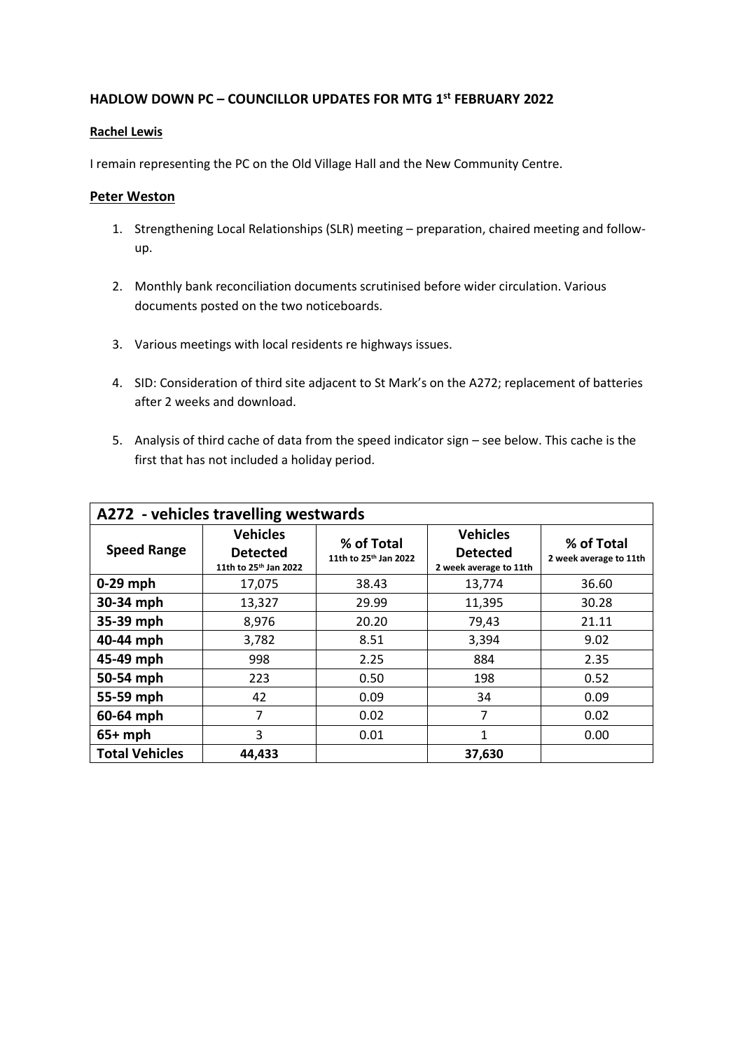**HADLOW DOWN PC – COUNCILLOR UPDATES FOR MTG 1st FEBRUARY 2022**

**Rachel Lewis**

I remain representing the PC on the Old Village Hall and the New Community Centre.

**Peter Weston**

1. Strengthening Local Relationships (SLR) meeting – preparation, chaired meeting and follow-up.

2. Monthly bank reconciliation documents scrutinised before wider circulation. Various documents posted on the two noticeboards.

3. Various meetings with local residents re highways issues.

4. SID: Consideration of third site adjacent to St Mark's on the A272; replacement of batteries after 2 weeks and download.

5. Analysis of third cache of data from the speed indicator sign – see below. This cache is the first that has not included a holiday period.

| A272 - vehicles travelling westwards | | | | |
|---|---|---|---|---|
| **Speed Range** | **Vehicles Detected** 11th to 25th Jan 2022 | **% of Total** 11th to 25th Jan 2022 | **Vehicles Detected** 2 week average to 11th | **% of Total** 2 week average to 11th |
| **0-29 mph** | 17,075 | 38.43 | 13,774 | 36.60 |
| **30-34 mph** | 13,327 | 29.99 | 11,395 | 30.28 |
| **35-39 mph** | 8,976 | 20.20 | 79,43 | 21.11 |
| **40-44 mph** | 3,782 | 8.51 | 3,394 | 9.02 |
| **45-49 mph** | 998 | 2.25 | 884 | 2.35 |
| **50-54 mph** | 223 | 0.50 | 198 | 0.52 |
| **55-59 mph** | 42 | 0.09 | 34 | 0.09 |
| **60-64 mph** | 7 | 0.02 | 7 | 0.02 |
| **65+ mph** | 3 | 0.01 | 1 | 0.00 |
| **Total Vehicles** | **44,433** | | **37,630** | |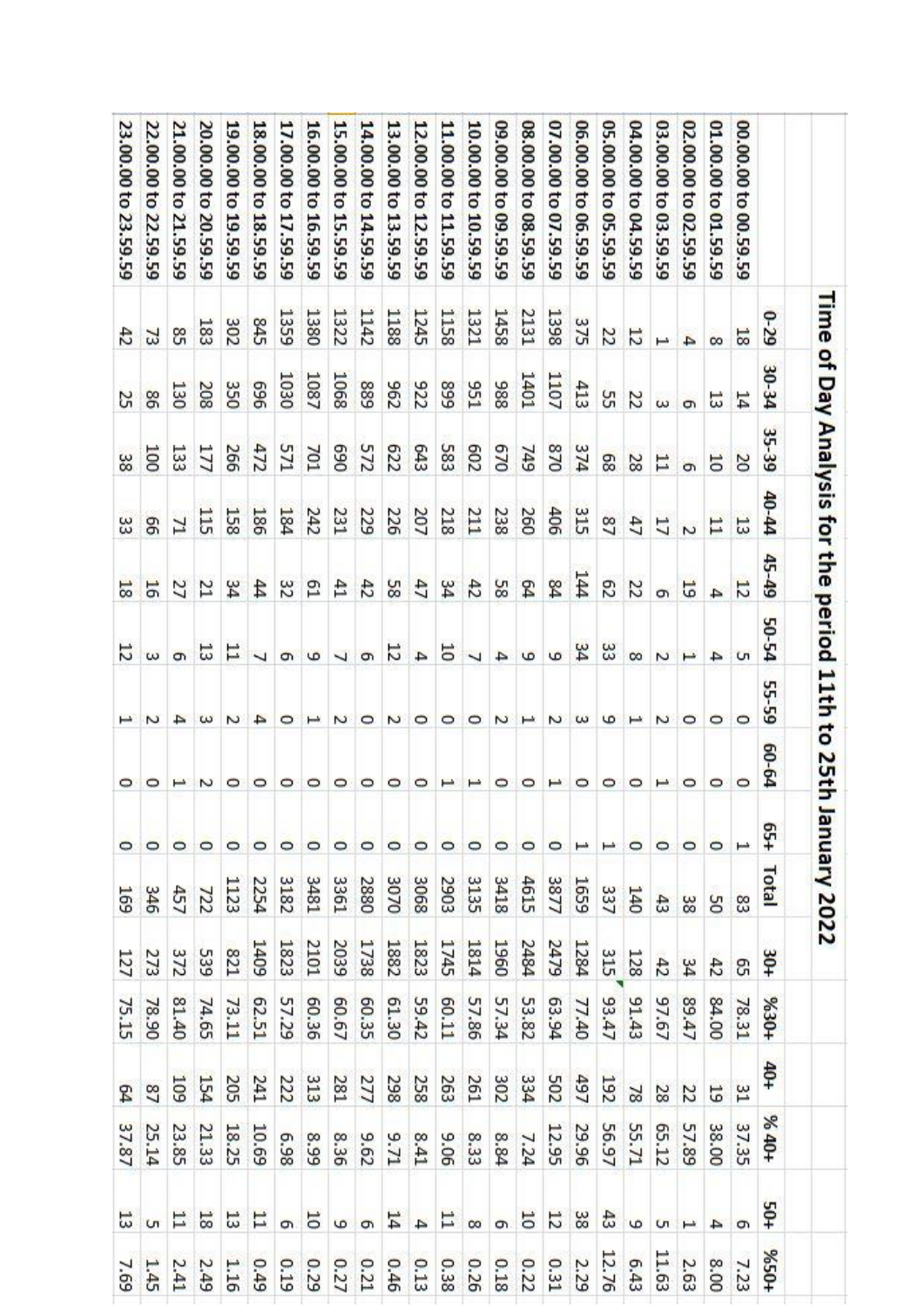# Time of Day Analysis for the period 11th to 25th January 2022

| | 0-29 | 30-34 | 35-39 | 40-44 | 45-49 | 50-54 | 55-59 | 60-64 | 65+ | Total | 30+ | %30+ | 40+ | % 40+ | 50+ | %50+ |
|---|---|---|---|---|---|---|---|---|---|---|---|---|---|---|---|---|
| 00.00.00 to 00.59.59 | 18 | 14 | 20 | 13 | 12 | 5 | 0 | 0 | 1 | 83 | 65 | 78.31 | 31 | 37.35 | 6 | 7.23 |
| 01.00.00 to 01.59.59 | 8 | 13 | 10 | 11 | 4 | 4 | 0 | 0 | 0 | 50 | 42 | 84.00 | 19 | 38.00 | 4 | 8.00 |
| 02.00.00 to 02.59.59 | 4 | 6 | 6 | 2 | 19 | 1 | 0 | 0 | 0 | 38 | 34 | 89.47 | 22 | 57.89 | 1 | 2.63 |
| 03.00.00 to 03.59.59 | 1 | 3 | 11 | 17 | 6 | 2 | 2 | 1 | 0 | 43 | 42 | 97.67 | 28 | 65.12 | 5 | 11.63 |
| 04.00.00 to 04.59.59 | 12 | 22 | 28 | 47 | 22 | 8 | 1 | 0 | 0 | 140 | 128 | 91.43 | 78 | 55.71 | 9 | 6.43 |
| 05.00.00 to 05.59.59 | 22 | 55 | 68 | 87 | 62 | 33 | 9 | 0 | 1 | 337 | 315 | 93.47 | 192 | 56.97 | 43 | 12.76 |
| 06.00.00 to 06.59.59 | 375 | 413 | 374 | 315 | 144 | 34 | 3 | 0 | 1 | 1659 | 1284 | 77.40 | 497 | 29.96 | 38 | 2.29 |
| 07.00.00 to 07.59.59 | 1398 | 1107 | 870 | 406 | 84 | 9 | 2 | 1 | 0 | 3877 | 2479 | 63.94 | 502 | 12.95 | 12 | 0.31 |
| 08.00.00 to 08.59.59 | 2131 | 1401 | 749 | 260 | 64 | 9 | 1 | 0 | 0 | 4615 | 2484 | 53.82 | 334 | 7.24 | 10 | 0.22 |
| 09.00.00 to 09.59.59 | 1458 | 988 | 670 | 238 | 58 | 4 | 2 | 0 | 0 | 3418 | 1960 | 57.34 | 302 | 8.84 | 6 | 0.18 |
| 10.00.00 to 10.59.59 | 1321 | 951 | 602 | 211 | 42 | 7 | 0 | 1 | 0 | 3135 | 1814 | 57.86 | 261 | 8.33 | 8 | 0.26 |
| 11.00.00 to 11.59.59 | 1158 | 899 | 583 | 218 | 34 | 10 | 0 | 1 | 0 | 2903 | 1745 | 60.11 | 263 | 9.06 | 11 | 0.38 |
| 12.00.00 to 12.59.59 | 1245 | 922 | 643 | 207 | 47 | 4 | 0 | 0 | 0 | 3068 | 1823 | 59.42 | 258 | 8.41 | 4 | 0.13 |
| 13.00.00 to 13.59.59 | 1188 | 962 | 622 | 226 | 58 | 12 | 2 | 0 | 0 | 3070 | 1882 | 61.30 | 298 | 9.71 | 14 | 0.46 |
| 14.00.00 to 14.59.59 | 1142 | 889 | 572 | 229 | 42 | 6 | 0 | 0 | 0 | 2880 | 1738 | 60.35 | 277 | 9.62 | 6 | 0.21 |
| 15.00.00 to 15.59.59 | 1322 | 1068 | 690 | 231 | 41 | 7 | 2 | 0 | 0 | 3361 | 2039 | 60.67 | 281 | 8.36 | 9 | 0.27 |
| 16.00.00 to 16.59.59 | 1380 | 1087 | 701 | 242 | 61 | 9 | 1 | 0 | 0 | 3481 | 2101 | 60.36 | 313 | 8.99 | 10 | 0.29 |
| 17.00.00 to 17.59.59 | 1359 | 1030 | 571 | 184 | 32 | 6 | 0 | 0 | 0 | 3182 | 1823 | 57.29 | 222 | 6.98 | 6 | 0.19 |
| 18.00.00 to 18.59.59 | 845 | 696 | 472 | 186 | 44 | 7 | 4 | 0 | 0 | 2254 | 1409 | 62.51 | 241 | 10.69 | 11 | 0.49 |
| 19.00.00 to 19.59.59 | 302 | 350 | 266 | 158 | 34 | 11 | 2 | 0 | 0 | 1123 | 821 | 73.11 | 205 | 18.25 | 13 | 1.16 |
| 20.00.00 to 20.59.59 | 183 | 208 | 177 | 115 | 21 | 13 | 3 | 2 | 0 | 722 | 539 | 74.65 | 154 | 21.33 | 18 | 2.49 |
| 21.00.00 to 21.59.59 | 85 | 130 | 133 | 71 | 27 | 6 | 4 | 1 | 0 | 457 | 372 | 81.40 | 109 | 23.85 | 11 | 2.41 |
| 22.00.00 to 22.59.59 | 73 | 86 | 100 | 66 | 16 | 3 | 2 | 0 | 0 | 346 | 273 | 78.90 | 87 | 25.14 | 5 | 1.45 |
| 23.00.00 to 23.59.59 | 42 | 25 | 38 | 33 | 18 | 12 | 1 | 0 | 0 | 169 | 127 | 75.15 | 64 | 37.87 | 13 | 7.69 |